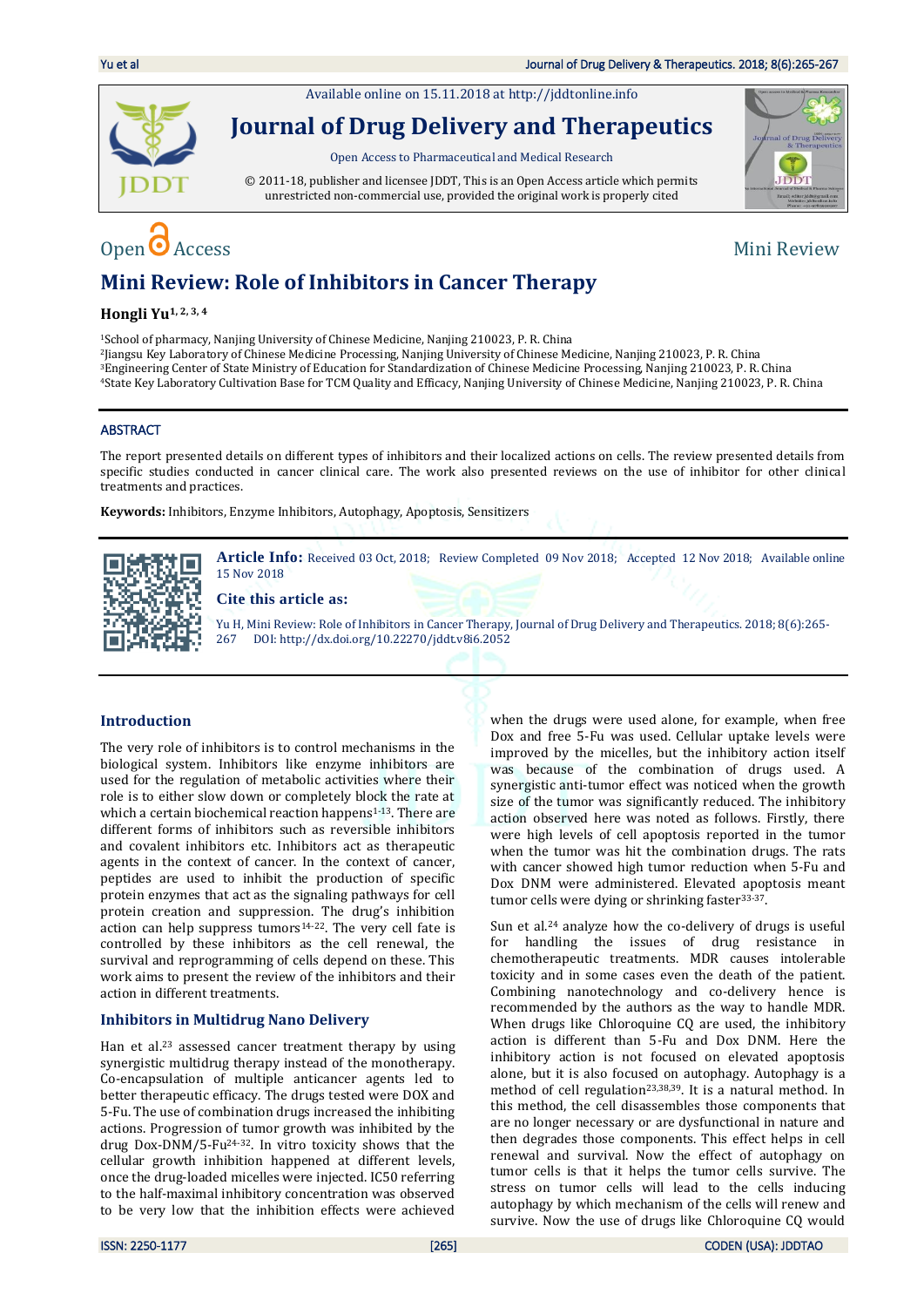Available online on 15.11.2018 at http://jddtonline.info

# Journal of Drug Delivery and Therapeutics

Open Access to Pharmaceutical and Medical Research

© 2011-18, publisher and licensee JDDT, This is an Open Access article which permits unrestricted non-commercial use, provided the original work is properly cited

Open Access | Mini Review

# Mini Review: Role of Inhibitors in Cancer Therapy

**Hongli Yu**[1, 2, 3, 4]

[1]School of pharmacy, Nanjing University of Chinese Medicine, Nanjing 210023, P. R. China
[2]Jiangsu Key Laboratory of Chinese Medicine Processing, Nanjing University of Chinese Medicine, Nanjing 210023, P. R. China
[3]Engineering Center of State Ministry of Education for Standardization of Chinese Medicine Processing, Nanjing 210023, P. R. China
[4]State Key Laboratory Cultivation Base for TCM Quality and Efficacy, Nanjing University of Chinese Medicine, Nanjing 210023, P. R. China

## ABSTRACT

The report presented details on different types of inhibitors and their localized actions on cells. The review presented details from specific studies conducted in cancer clinical care. The work also presented reviews on the use of inhibitor for other clinical treatments and practices.

**Keywords:** Inhibitors, Enzyme Inhibitors, Autophagy, Apoptosis, Sensitizers

**Article Info:** Received 03 Oct, 2018; Review Completed 09 Nov 2018; Accepted 12 Nov 2018; Available online 15 Nov 2018

**Cite this article as:**

Yu H, Mini Review: Role of Inhibitors in Cancer Therapy, Journal of Drug Delivery and Therapeutics. 2018; 8(6):265-267 DOI: http://dx.doi.org/10.22270/jddt.v8i6.2052

## Introduction

The very role of inhibitors is to control mechanisms in the biological system. Inhibitors like enzyme inhibitors are used for the regulation of metabolic activities where their role is to either slow down or completely block the rate at which a certain biochemical reaction happens[1-13]. There are different forms of inhibitors such as reversible inhibitors and covalent inhibitors etc. Inhibitors act as therapeutic agents in the context of cancer. In the context of cancer, peptides are used to inhibit the production of specific protein enzymes that act as the signaling pathways for cell protein creation and suppression. The drug's inhibition action can help suppress tumors[14-22]. The very cell fate is controlled by these inhibitors as the cell renewal, the survival and reprogramming of cells depend on these. This work aims to present the review of the inhibitors and their action in different treatments.

## Inhibitors in Multidrug Nano Delivery

Han et al.[23] assessed cancer treatment therapy by using synergistic multidrug therapy instead of the monotherapy. Co-encapsulation of multiple anticancer agents led to better therapeutic efficacy. The drugs tested were DOX and 5-Fu. The use of combination drugs increased the inhibiting actions. Progression of tumor growth was inhibited by the drug Dox-DNM/5-Fu[24-32]. In vitro toxicity shows that the cellular growth inhibition happened at different levels, once the drug-loaded micelles were injected. IC50 referring to the half-maximal inhibitory concentration was observed to be very low that the inhibition effects were achieved when the drugs were used alone, for example, when free Dox and free 5-Fu was used. Cellular uptake levels were improved by the micelles, but the inhibitory action itself was because of the combination of drugs used. A synergistic anti-tumor effect was noticed when the growth size of the tumor was significantly reduced. The inhibitory action observed here was noted as follows. Firstly, there were high levels of cell apoptosis reported in the tumor when the tumor was hit the combination drugs. The rats with cancer showed high tumor reduction when 5-Fu and Dox DNM were administered. Elevated apoptosis meant tumor cells were dying or shrinking faster[33-37].

Sun et al.[24] analyze how the co-delivery of drugs is useful for handling the issues of drug resistance in chemotherapeutic treatments. MDR causes intolerable toxicity and in some cases even the death of the patient. Combining nanotechnology and co-delivery hence is recommended by the authors as the way to handle MDR. When drugs like Chloroquine CQ are used, the inhibitory action is different than 5-Fu and Dox DNM. Here the inhibitory action is not focused on elevated apoptosis alone, but it is also focused on autophagy. Autophagy is a method of cell regulation[23,38,39]. It is a natural method. In this method, the cell disassembles those components that are no longer necessary or are dysfunctional in nature and then degrades those components. This effect helps in cell renewal and survival. Now the effect of autophagy on tumor cells is that it helps the tumor cells survive. The stress on tumor cells will lead to the cells inducing autophagy by which mechanism of the cells will renew and survive. Now the use of drugs like Chloroquine CQ would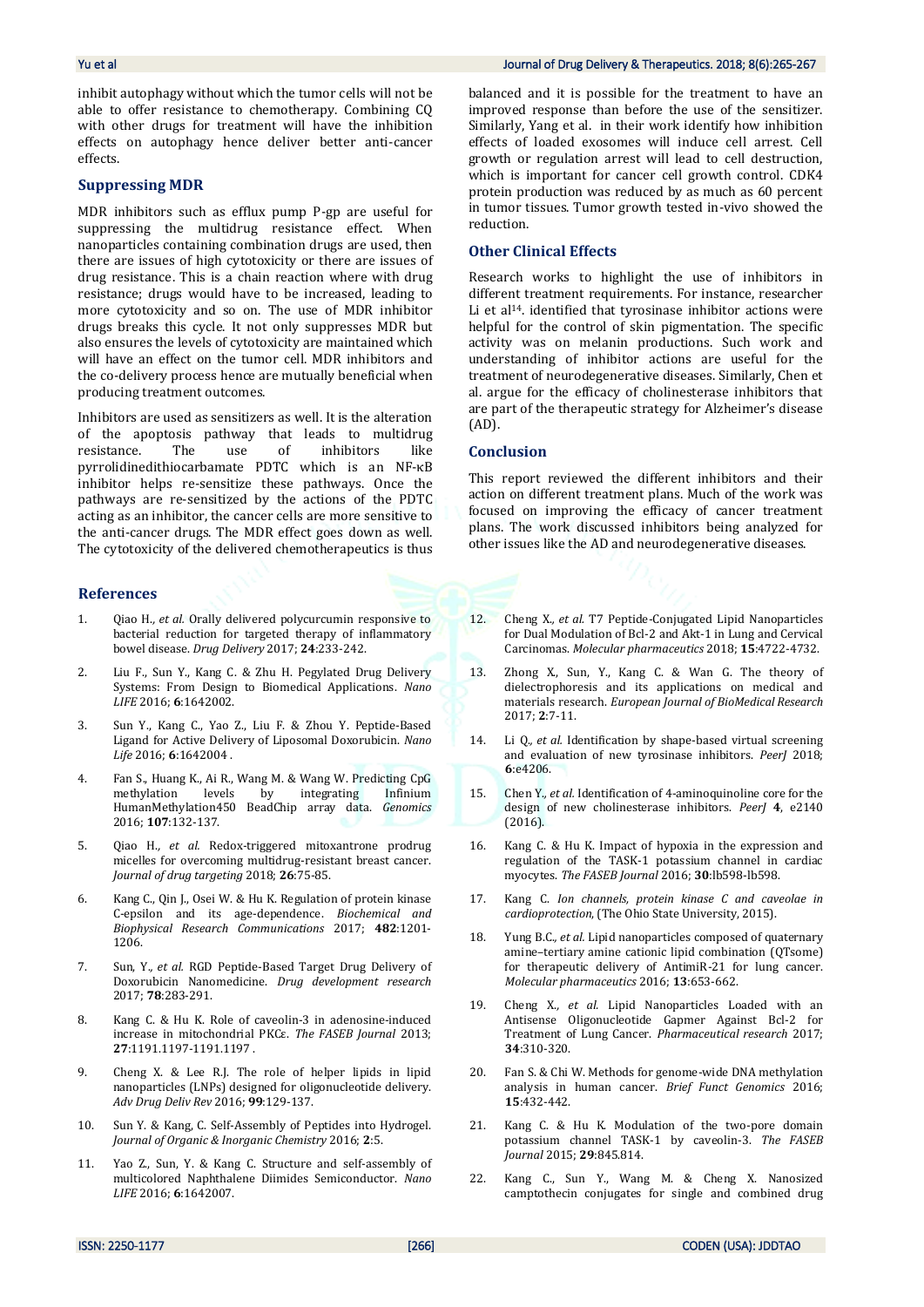inhibit autophagy without which the tumor cells will not be able to offer resistance to chemotherapy. Combining CQ with other drugs for treatment will have the inhibition effects on autophagy hence deliver better anti-cancer effects.

## Suppressing MDR

MDR inhibitors such as efflux pump P-gp are useful for suppressing the multidrug resistance effect. When nanoparticles containing combination drugs are used, then there are issues of high cytotoxicity or there are issues of drug resistance. This is a chain reaction where with drug resistance; drugs would have to be increased, leading to more cytotoxicity and so on. The use of MDR inhibitor drugs breaks this cycle. It not only suppresses MDR but also ensures the levels of cytotoxicity are maintained which will have an effect on the tumor cell. MDR inhibitors and the co-delivery process hence are mutually beneficial when producing treatment outcomes.

Inhibitors are used as sensitizers as well. It is the alteration of the apoptosis pathway that leads to multidrug resistance. The use of inhibitors like pyrrolidinedithiocarbamate PDTC which is an NF-κB inhibitor helps re-sensitize these pathways. Once the pathways are re-sensitized by the actions of the PDTC acting as an inhibitor, the cancer cells are more sensitive to the anti-cancer drugs. The MDR effect goes down as well. The cytotoxicity of the delivered chemotherapeutics is thus balanced and it is possible for the treatment to have an improved response than before the use of the sensitizer. Similarly, Yang et al. in their work identify how inhibition effects of loaded exosomes will induce cell arrest. Cell growth or regulation arrest will lead to cell destruction, which is important for cancer cell growth control. CDK4 protein production was reduced by as much as 60 percent in tumor tissues. Tumor growth tested in-vivo showed the reduction.

## Other Clinical Effects

Research works to highlight the use of inhibitors in different treatment requirements. For instance, researcher Li et al[14]. identified that tyrosinase inhibitor actions were helpful for the control of skin pigmentation. The specific activity was on melanin productions. Such work and understanding of inhibitor actions are useful for the treatment of neurodegenerative diseases. Similarly, Chen et al. argue for the efficacy of cholinesterase inhibitors that are part of the therapeutic strategy for Alzheimer's disease (AD).

## Conclusion

This report reviewed the different inhibitors and their action on different treatment plans. Much of the work was focused on improving the efficacy of cancer treatment plans. The work discussed inhibitors being analyzed for other issues like the AD and neurodegenerative diseases.

## References

1. Qiao H., *et al.* Orally delivered polycurcumin responsive to bacterial reduction for targeted therapy of inflammatory bowel disease. *Drug Delivery* 2017; **24**:233-242.
2. Liu F., Sun Y., Kang C. & Zhu H. Pegylated Drug Delivery Systems: From Design to Biomedical Applications. *Nano LIFE* 2016; **6**:1642002.
3. Sun Y., Kang C., Yao Z., Liu F. & Zhou Y. Peptide-Based Ligand for Active Delivery of Liposomal Doxorubicin. *Nano Life* 2016; **6**:1642004 .
4. Fan S., Huang K., Ai R., Wang M. & Wang W. Predicting CpG methylation levels by integrating Infinium HumanMethylation450 BeadChip array data. *Genomics* 2016; **107**:132-137.
5. Qiao H., *et al.* Redox-triggered mitoxantrone prodrug micelles for overcoming multidrug-resistant breast cancer. *Journal of drug targeting* 2018; **26**:75-85.
6. Kang C., Qin J., Osei W. & Hu K. Regulation of protein kinase C-epsilon and its age-dependence. *Biochemical and Biophysical Research Communications* 2017; **482**:1201-1206.
7. Sun, Y., *et al.* RGD Peptide-Based Target Drug Delivery of Doxorubicin Nanomedicine. *Drug development research* 2017; **78**:283-291.
8. Kang C. & Hu K. Role of caveolin-3 in adenosine-induced increase in mitochondrial PKCε. *The FASEB Journal* 2013; **27**:1191.1197-1191.1197 .
9. Cheng X. & Lee R.J. The role of helper lipids in lipid nanoparticles (LNPs) designed for oligonucleotide delivery. *Adv Drug Deliv Rev* 2016; **99**:129-137.
10. Sun Y. & Kang, C. Self-Assembly of Peptides into Hydrogel. *Journal of Organic & Inorganic Chemistry* 2016; **2**:5.
11. Yao Z., Sun, Y. & Kang C. Structure and self-assembly of multicolored Naphthalene Diimides Semiconductor. *Nano LIFE* 2016; **6**:1642007.
12. Cheng X., *et al.* T7 Peptide-Conjugated Lipid Nanoparticles for Dual Modulation of Bcl-2 and Akt-1 in Lung and Cervical Carcinomas. *Molecular pharmaceutics* 2018; **15**:4722-4732.
13. Zhong X., Sun, Y., Kang C. & Wan G. The theory of dielectrophoresis and its applications on medical and materials research. *European Journal of BioMedical Research* 2017; **2**:7-11.
14. Li Q., *et al.* Identification by shape-based virtual screening and evaluation of new tyrosinase inhibitors. *PeerJ* 2018; **6**:e4206.
15. Chen Y., *et al.* Identification of 4-aminoquinoline core for the design of new cholinesterase inhibitors. *PeerJ* **4**, e2140 (2016).
16. Kang C. & Hu K. Impact of hypoxia in the expression and regulation of the TASK-1 potassium channel in cardiac myocytes. *The FASEB Journal* 2016; **30**:lb598-lb598.
17. Kang C. *Ion channels, protein kinase C and caveolae in cardioprotection*, (The Ohio State University, 2015).
18. Yung B.C., *et al.* Lipid nanoparticles composed of quaternary amine–tertiary amine cationic lipid combination (QTsome) for therapeutic delivery of AntimiR-21 for lung cancer. *Molecular pharmaceutics* 2016; **13**:653-662.
19. Cheng X., *et al.* Lipid Nanoparticles Loaded with an Antisense Oligonucleotide Gapmer Against Bcl-2 for Treatment of Lung Cancer. *Pharmaceutical research* 2017; **34**:310-320.
20. Fan S. & Chi W. Methods for genome-wide DNA methylation analysis in human cancer. *Brief Funct Genomics* 2016; **15**:432-442.
21. Kang C. & Hu K. Modulation of the two-pore domain potassium channel TASK-1 by caveolin-3. *The FASEB Journal* 2015; **29**:845.814.
22. Kang C., Sun Y., Wang M. & Cheng X. Nanosized camptothecin conjugates for single and combined drug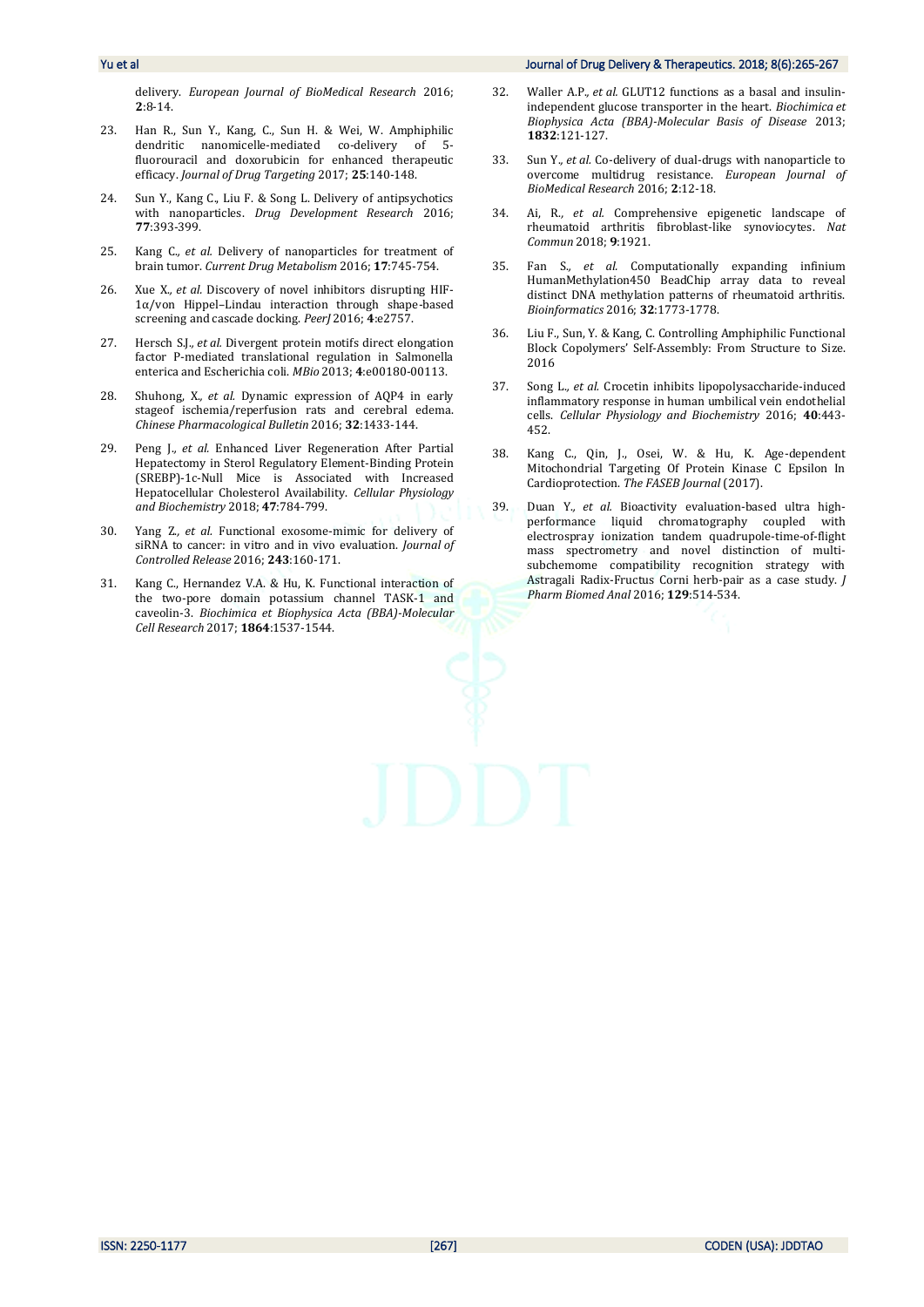delivery. *European Journal of BioMedical Research* 2016; **2**:8-14.

23. Han R., Sun Y., Kang, C., Sun H. & Wei, W. Amphiphilic dendritic nanomicelle-mediated co-delivery of 5-fluorouracil and doxorubicin for enhanced therapeutic efficacy. *Journal of Drug Targeting* 2017; **25**:140-148.

24. Sun Y., Kang C., Liu F. & Song L. Delivery of antipsychotics with nanoparticles. *Drug Development Research* 2016; **77**:393-399.

25. Kang C., *et al.* Delivery of nanoparticles for treatment of brain tumor. *Current Drug Metabolism* 2016; **17**:745-754.

26. Xue X., *et al.* Discovery of novel inhibitors disrupting HIF-1α/von Hippel–Lindau interaction through shape-based screening and cascade docking. *PeerJ* 2016; **4**:e2757.

27. Hersch S.J., *et al.* Divergent protein motifs direct elongation factor P-mediated translational regulation in Salmonella enterica and Escherichia coli. *MBio* 2013; **4**:e00180-00113.

28. Shuhong, X., *et al.* Dynamic expression of AQP4 in early stageof ischemia/reperfusion rats and cerebral edema. *Chinese Pharmacological Bulletin* 2016; **32**:1433-144.

29. Peng J., *et al.* Enhanced Liver Regeneration After Partial Hepatectomy in Sterol Regulatory Element-Binding Protein (SREBP)-1c-Null Mice is Associated with Increased Hepatocellular Cholesterol Availability. *Cellular Physiology and Biochemistry* 2018; **47**:784-799.

30. Yang Z., *et al.* Functional exosome-mimic for delivery of siRNA to cancer: in vitro and in vivo evaluation. *Journal of Controlled Release* 2016; **243**:160-171.

31. Kang C., Hernandez V.A. & Hu, K. Functional interaction of the two-pore domain potassium channel TASK-1 and caveolin-3. *Biochimica et Biophysica Acta (BBA)-Molecular Cell Research* 2017; **1864**:1537-1544.

32. Waller A.P., *et al.* GLUT12 functions as a basal and insulin-independent glucose transporter in the heart. *Biochimica et Biophysica Acta (BBA)-Molecular Basis of Disease* 2013; **1832**:121-127.

33. Sun Y., *et al.* Co-delivery of dual-drugs with nanoparticle to overcome multidrug resistance. *European Journal of BioMedical Research* 2016; **2**:12-18.

34. Ai, R., *et al.* Comprehensive epigenetic landscape of rheumatoid arthritis fibroblast-like synoviocytes. *Nat Commun* 2018; **9**:1921.

35. Fan S., *et al.* Computationally expanding infinium HumanMethylation450 BeadChip array data to reveal distinct DNA methylation patterns of rheumatoid arthritis. *Bioinformatics* 2016; **32**:1773-1778.

36. Liu F., Sun, Y. & Kang, C. Controlling Amphiphilic Functional Block Copolymers' Self-Assembly: From Structure to Size. 2016

37. Song L., *et al.* Crocetin inhibits lipopolysaccharide-induced inflammatory response in human umbilical vein endothelial cells. *Cellular Physiology and Biochemistry* 2016; **40**:443-452.

38. Kang C., Qin, J., Osei, W. & Hu, K. Age-dependent Mitochondrial Targeting Of Protein Kinase C Epsilon In Cardioprotection. *The FASEB Journal* (2017).

39. Duan Y., *et al.* Bioactivity evaluation-based ultra high-performance liquid chromatography coupled with electrospray ionization tandem quadrupole-time-of-flight mass spectrometry and novel distinction of multi-subchemome compatibility recognition strategy with Astragali Radix-Fructus Corni herb-pair as a case study. *J Pharm Biomed Anal* 2016; **129**:514-534.